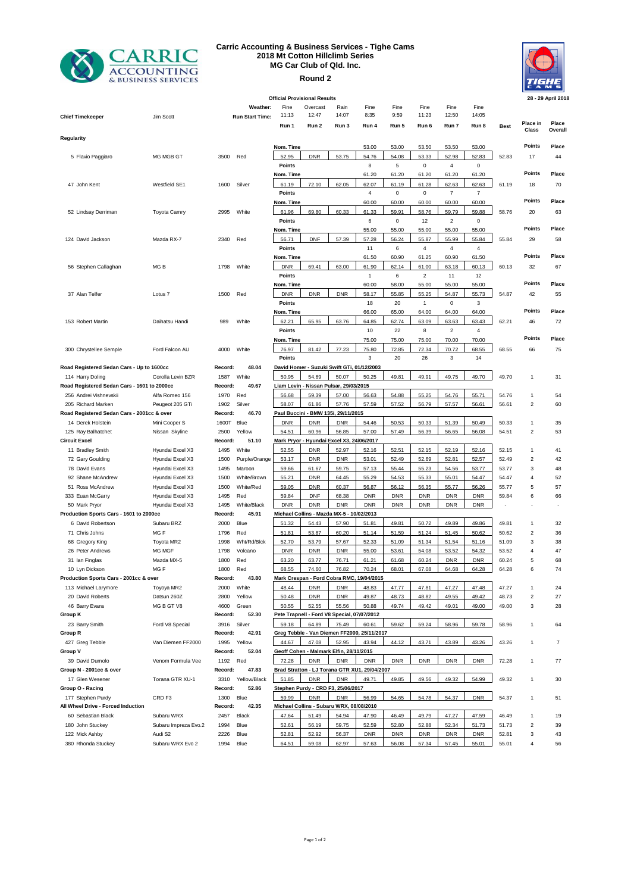# Carric Accounting & Business Services - Tighe Cams
## 2018 Mt Cotton Hillclimb Series
## MG Car Club of Qld. Inc.
### Round 2

**Official Provisional Results** — 28 - 29 April 2018

**Chief Timekeeper:** Jim Scott

| | | | | Run 1 | Run 2 | Run 3 | Run 4 | Run 5 | Run 6 | Run 7 | Run 8 | Best | Place in Class | Place Overall |
|---|---|---|---|---|---|---|---|---|---|---|---|---|---|---|
| | | | Weather: | Fine | Overcast | Rain | Fine | Fine | Fine | Fine | Fine | | | |
| | | | Run Start Time: | 11:13 | 12:47 | 14:07 | 8:35 | 9:59 | 11:23 | 12:50 | 14:05 | | | |
| **Regularity** | | | | | | | | | | | | | | |
| | | | Nom. Time | | | | 53.00 | 53.00 | 53.50 | 53.50 | 53.00 | | Points | Place |
| 5 Flavio Paggiaro | MG MGB GT | 3500 | Red | 52.95 | DNR | 53.75 | 54.76 | 54.08 | 53.33 | 52.98 | 52.83 | 52.83 | 17 | 44 |
| | | | Points | | | | 8 | 5 | 0 | 4 | 0 | | | |
| | | | Nom. Time | | | | 61.20 | 61.20 | 61.20 | 61.20 | 61.20 | | Points | Place |
| 47 John Kent | Westfield SE1 | 1600 | Silver | 61.19 | 72.10 | 62.05 | 62.07 | 61.19 | 61.28 | 62.63 | 62.63 | 61.19 | 18 | 70 |
| | | | Points | | | | 4 | 0 | 0 | 7 | 7 | | | |
| | | | Nom. Time | | | | 60.00 | 60.00 | 60.00 | 60.00 | 60.00 | | Points | Place |
| 52 Lindsay Derriman | Toyota Camry | 2995 | White | 61.96 | 69.80 | 60.33 | 61.33 | 59.91 | 58.76 | 59.79 | 59.88 | 58.76 | 20 | 63 |
| | | | Points | | | | 6 | 0 | 12 | 2 | 0 | | | |
| | | | Nom. Time | | | | 55.00 | 55.00 | 55.00 | 55.00 | 55.00 | | Points | Place |
| 124 David Jackson | Mazda RX-7 | 2340 | Red | 56.71 | DNF | 57.39 | 57.28 | 56.24 | 55.87 | 55.99 | 55.84 | 55.84 | 29 | 58 |
| | | | Points | | | | 11 | 6 | 4 | 4 | 4 | | | |
| | | | Nom. Time | | | | 61.50 | 60.90 | 61.25 | 60.90 | 61.50 | | Points | Place |
| 56 Stephen Callaghan | MG B | 1798 | White | DNR | 69.41 | 63.00 | 61.90 | 62.14 | 61.00 | 63.18 | 60.13 | 60.13 | 32 | 67 |
| | | | Points | | | | 1 | 6 | 2 | 11 | 12 | | | |
| | | | Nom. Time | | | | 60.00 | 58.00 | 55.00 | 55.00 | 55.00 | | Points | Place |
| 37 Alan Telfer | Lotus 7 | 1500 | Red | DNR | DNR | DNR | 58.17 | 55.85 | 55.25 | 54.87 | 55.73 | 54.87 | 42 | 55 |
| | | | Points | | | | 18 | 20 | 1 | 0 | 3 | | | |
| | | | Nom. Time | | | | 66.00 | 65.00 | 64.00 | 64.00 | 64.00 | | Points | Place |
| 153 Robert Martin | Daihatsu Handi | 989 | White | 62.21 | 65.95 | 63.76 | 64.85 | 62.74 | 63.09 | 63.63 | 63.43 | 62.21 | 46 | 72 |
| | | | Points | | | | 10 | 22 | 8 | 2 | 4 | | | |
| | | | Nom. Time | | | | 75.00 | 75.00 | 75.00 | 70.00 | 70.00 | | Points | Place |
| 300 Chrystellee Semple | Ford Falcon AU | 4000 | White | 76.97 | 81.42 | 77.23 | 75.80 | 72.85 | 72.34 | 70.72 | 68.55 | 68.55 | 66 | 75 |
| | | | Points | | | | 3 | 20 | 26 | 3 | 14 | | | |
| **Road Registered Sedan Cars - Up to 1600cc** | | Record: | 48.04 | David Homer - Suzuki Swift GTi, 01/12/2003 | | | | | | | | | | |
| 114 Harry Doling | Corolla Levin BZR | 1587 | White | 50.95 | 54.69 | 50.07 | 50.25 | 49.81 | 49.91 | 49.75 | 49.70 | 49.70 | 1 | 31 |
| **Road Registered Sedan Cars - 1601 to 2000cc** | | Record: | 49.67 | Liam Levin - Nissan Pulsar, 29/03/2015 | | | | | | | | | | |
| 256 Andrei Vishnevskii | Alfa Romeo 156 | 1970 | Red | 56.68 | 59.39 | 57.00 | 56.63 | 54.88 | 55.25 | 54.76 | 55.71 | 54.76 | 1 | 54 |
| 205 Richard Marken | Peugeot 205 GTi | 1902 | Silver | 58.07 | 61.86 | 57.76 | 57.59 | 57.52 | 56.79 | 57.57 | 56.61 | 56.61 | 2 | 60 |
| **Road Registered Sedan Cars - 2001cc & over** | | Record: | 46.70 | Paul Buccini - BMW 135i, 29/11/2015 | | | | | | | | | | |
| 14 Derek Holstein | Mini Cooper S | 1600T | Blue | DNR | DNR | DNR | 54.46 | 50.53 | 50.33 | 51.39 | 50.49 | 50.33 | 1 | 35 |
| 125 Ray Balhatchet | Nissan Skyline | 2500 | Yellow | 54.51 | 60.96 | 56.85 | 57.00 | 57.49 | 56.39 | 56.65 | 56.08 | 54.51 | 2 | 53 |
| **Circuit Excel** | | Record: | 51.10 | Mark Pryor - Hyundai Excel X3, 24/06/2017 | | | | | | | | | | |
| 11 Bradley Smith | Hyundai Excel X3 | 1495 | White | 52.55 | DNR | 52.97 | 52.16 | 52.51 | 52.15 | 52.19 | 52.16 | 52.15 | 1 | 41 |
| 72 Gary Goulding | Hyundai Excel X3 | 1500 | Purple/Orange | 53.17 | DNR | DNR | 53.01 | 52.49 | 52.69 | 52.81 | 52.57 | 52.49 | 2 | 42 |
| 78 David Evans | Hyundai Excel X3 | 1495 | Maroon | 59.66 | 61.67 | 59.75 | 57.13 | 55.44 | 55.23 | 54.56 | 53.77 | 53.77 | 3 | 48 |
| 92 Shane McAndrew | Hyundai Excel X3 | 1500 | White/Brown | 55.21 | DNR | 64.45 | 55.29 | 54.53 | 55.33 | 55.01 | 54.47 | 54.47 | 4 | 52 |
| 51 Ross McAndrew | Hyundai Excel X3 | 1500 | White/Red | 59.05 | DNR | 60.37 | 56.87 | 56.12 | 56.35 | 55.77 | 56.26 | 55.77 | 5 | 57 |
| 333 Euan McGarry | Hyundai Excel X3 | 1495 | Red | 59.84 | DNF | 68.38 | DNR | DNR | DNR | DNR | DNR | 59.84 | 6 | 66 |
| 50 Mark Pryor | Hyundai Excel X3 | 1495 | White/Black | DNR | DNR | DNR | DNR | DNR | DNR | DNR | DNR | - | - | - |
| **Production Sports Cars - 1601 to 2000cc** | | Record: | 45.91 | Michael Collins - Mazda MX-5 - 10/02/2013 | | | | | | | | | | |
| 6 David Robertson | Subaru BRZ | 2000 | Blue | 51.32 | 54.43 | 57.90 | 51.81 | 49.81 | 50.72 | 49.89 | 49.86 | 49.81 | 1 | 32 |
| 71 Chris Johns | MG F | 1796 | Red | 51.81 | 53.87 | 60.20 | 51.14 | 51.59 | 51.24 | 51.45 | 50.62 | 50.62 | 2 | 36 |
| 68 Gregory King | Toyota MR2 | 1998 | Wht/Rd/Blck | 52.70 | 53.79 | 57.67 | 52.33 | 51.09 | 51.34 | 51.54 | 51.16 | 51.09 | 3 | 38 |
| 26 Peter Andrews | MG MGF | 1798 | Volcano | DNR | DNR | DNR | 55.00 | 53.61 | 54.08 | 53.52 | 54.32 | 53.52 | 4 | 47 |
| 31 Ian Finglas | Mazda MX-5 | 1800 | Red | 63.20 | 63.77 | 76.71 | 61.21 | 61.68 | 60.24 | DNR | DNR | 60.24 | 5 | 68 |
| 10 Lyn Dickson | MG F | 1800 | Red | 68.55 | 74.60 | 76.82 | 70.24 | 68.01 | 67.08 | 64.68 | 64.28 | 64.28 | 6 | 74 |
| **Production Sports Cars - 2001cc & over** | | Record: | 43.80 | Mark Crespan - Ford Cobra RMC, 19/04/2015 | | | | | | | | | | |
| 113 Michael Larymore | Toyoya MR2 | 2000 | White | 48.44 | DNR | DNR | 48.83 | 47.77 | 47.81 | 47.27 | 47.48 | 47.27 | 1 | 24 |
| 20 David Roberts | Datsun 260Z | 2800 | Yellow | 50.48 | DNR | DNR | 49.87 | 48.73 | 48.82 | 49.55 | 49.42 | 48.73 | 2 | 27 |
| 46 Barry Evans | MG B GT V8 | 4600 | Green | 50.55 | 52.55 | 55.56 | 50.88 | 49.74 | 49.42 | 49.01 | 49.00 | 49.00 | 3 | 28 |
| **Group K** | | Record: | 52.30 | Pete Trapnell - Ford V8 Special, 07/07/2012 | | | | | | | | | | |
| 23 Barry Smith | Ford V8 Special | 3916 | Silver | 59.18 | 64.89 | 75.49 | 60.61 | 59.62 | 59.24 | 58.96 | 59.78 | 58.96 | 1 | 64 |
| **Group R** | | Record: | 42.91 | Greg Tebble - Van Diemen FF2000, 25/11/2017 | | | | | | | | | | |
| 427 Greg Tebble | Van Diemen FF2000 | 1995 | Yellow | 44.67 | 47.08 | 52.95 | 43.94 | 44.12 | 43.71 | 43.89 | 43.26 | 43.26 | 1 | 7 |
| **Group V** | | Record: | 52.04 | Geoff Cohen - Malmark Elfin, 28/11/2015 | | | | | | | | | | |
| 39 David Dumolo | Venom Formula Vee | 1192 | Red | 72.28 | DNR | DNR | DNR | DNR | DNR | DNR | DNR | 72.28 | 1 | 77 |
| **Group N - 2001cc & over** | | Record: | 47.83 | Brad Stratton - LJ Torana GTR XU1, 29/04/2007 | | | | | | | | | | |
| 17 Glen Wesener | Torana GTR XU-1 | 3310 | Yellow/Black | 51.85 | DNR | DNR | 49.71 | 49.85 | 49.56 | 49.32 | 54.99 | 49.32 | 1 | 30 |
| **Group O - Racing** | | Record: | 52.86 | Stephen Purdy - CRD F3, 25/06/2017 | | | | | | | | | | |
| 177 Stephen Purdy | CRD F3 | 1300 | Blue | 59.99 | DNR | DNR | 56.99 | 54.65 | 54.78 | 54.37 | DNR | 54.37 | 1 | 51 |
| **All Wheel Drive - Forced Induction** | | Record: | 42.35 | Michael Collins - Subaru WRX, 08/08/2010 | | | | | | | | | | |
| 60 Sebastian Black | Subaru WRX | 2457 | Black | 47.64 | 51.49 | 54.94 | 47.90 | 46.49 | 49.79 | 47.27 | 47.59 | 46.49 | 1 | 19 |
| 180 John Stuckey | Subaru Impreza Evo.2 | 1994 | Blue | 52.61 | 56.19 | 59.75 | 52.59 | 52.80 | 52.88 | 52.34 | 51.73 | 51.73 | 2 | 39 |
| 122 Mick Ashby | Audi S2 | 2226 | Blue | 52.81 | 52.92 | 56.37 | DNR | DNR | DNR | DNR | DNR | 52.81 | 3 | 43 |
| 380 Rhonda Stuckey | Subaru WRX Evo 2 | 1994 | Blue | 64.51 | 59.08 | 62.97 | 57.63 | 56.08 | 57.34 | 57.45 | 55.01 | 55.01 | 4 | 56 |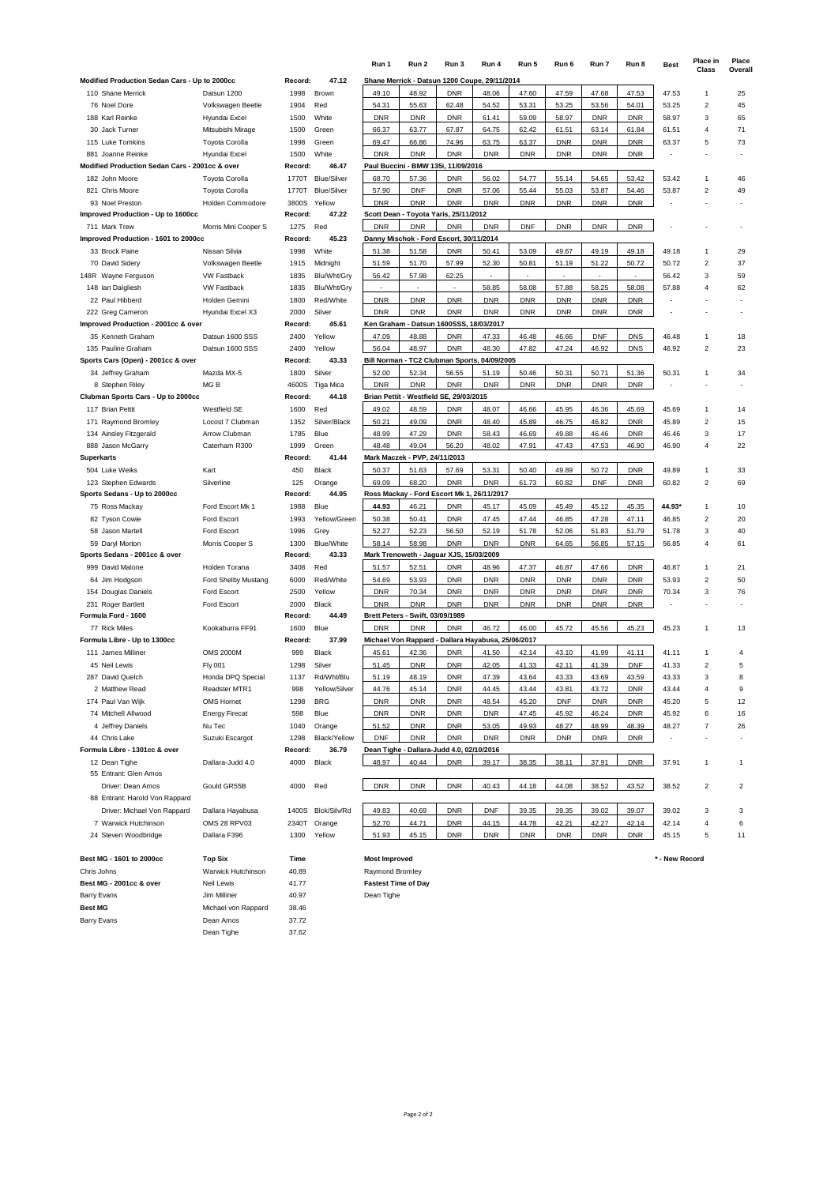| | | | | Run 1 | Run 2 | Run 3 | Run 4 | Run 5 | Run 6 | Run 7 | Run 8 | Best | Place in Class | Place Overall |
|---|---|---|---|---|---|---|---|---|---|---|---|---|---|---|
| **Modified Production Sedan Cars - Up to 2000cc** | | Record: | 47.12 | Shane Merrick - Datsun 1200 Coupe, 29/11/2014 | | | | | | | | | | |
| 110 Shane Merrick | Datsun 1200 | 1998 | Brown | 49.10 | 48.92 | DNR | 48.06 | 47.60 | 47.59 | 47.68 | 47.53 | 47.53 | 1 | 25 |
| 76 Noel Dore | Volkswagen Beetle | 1904 | Red | 54.31 | 55.63 | 62.48 | 54.52 | 53.31 | 53.25 | 53.56 | 54.01 | 53.25 | 2 | 45 |
| 188 Karl Reinke | Hyundai Excel | 1500 | White | DNR | DNR | DNR | 61.41 | 59.09 | 58.97 | DNR | DNR | 58.97 | 3 | 65 |
| 30 Jack Turner | Mitsubishi Mirage | 1500 | Green | 66.37 | 63.77 | 67.87 | 64.75 | 62.42 | 61.51 | 63.14 | 61.84 | 61.51 | 4 | 71 |
| 115 Luke Tomkins | Toyota Corolla | 1998 | Green | 69.47 | 66.86 | 74.96 | 63.75 | 63.37 | DNR | DNR | DNR | 63.37 | 5 | 73 |
| 881 Joanne Reinke | Hyundai Excel | 1500 | White | DNR | DNR | DNR | DNR | DNR | DNR | DNR | DNR | - | - | - |
| **Modified Production Sedan Cars - 2001cc & over** | | Record: | 46.47 | Paul Buccini - BMW 135i, 11/09/2016 | | | | | | | | | | |
| 182 John Moore | Toyota Corolla | 1770T | Blue/Silver | 68.70 | 57.36 | DNR | 56.02 | 54.77 | 55.14 | 54.65 | 53.42 | 53.42 | 1 | 46 |
| 821 Chris Moore | Toyota Corolla | 1770T | Blue/Silver | 57.90 | DNF | DNR | 57.06 | 55.44 | 55.03 | 53.87 | 54.46 | 53.87 | 2 | 49 |
| 93 Noel Preston | Holden Commodore | 3800S | Yellow | DNR | DNR | DNR | DNR | DNR | DNR | DNR | DNR | - | - | - |
| **Improved Production - Up to 1600cc** | | Record: | 47.22 | Scott Dean - Toyota Yaris, 25/11/2012 | | | | | | | | | | |
| 711 Mark Trew | Morris Mini Cooper S | 1275 | Red | DNR | DNR | DNR | DNR | DNF | DNR | DNR | DNR | - | - | - |
| **Improved Production - 1601 to 2000cc** | | Record: | 45.23 | Danny Mischok - Ford Escort, 30/11/2014 | | | | | | | | | | |
| 33 Brock Paine | Nissan Silvia | 1998 | White | 51.38 | 51.58 | DNR | 50.41 | 53.09 | 49.67 | 49.19 | 49.18 | 49.18 | 1 | 29 |
| 70 David Sidery | Volkswagen Beetle | 1915 | Midnight | 51.59 | 51.70 | 57.99 | 52.30 | 50.81 | 51.19 | 51.22 | 50.72 | 50.72 | 2 | 37 |
| 148R Wayne Ferguson | VW Fastback | 1835 | Blu/Wht/Gry | 56.42 | 57.98 | 62.25 | - | - | - | - | - | 56.42 | 3 | 59 |
| 148 Ian Dalgliesh | VW Fastback | 1835 | Blu/Wht/Gry | - | - | - | 58.85 | 58.08 | 57.88 | 58.25 | 58.08 | 57.88 | 4 | 62 |
| 22 Paul Hibberd | Holden Gemini | 1800 | Red/White | DNR | DNR | DNR | DNR | DNR | DNR | DNR | DNR | - | - | - |
| 222 Greg Cameron | Hyundai Excel X3 | 2000 | Silver | DNR | DNR | DNR | DNR | DNR | DNR | DNR | DNR | - | - | - |
| **Improved Production - 2001cc & over** | | Record: | 45.61 | Ken Graham - Datsun 1600SSS, 18/03/2017 | | | | | | | | | | |
| 35 Kenneth Graham | Datsun 1600 SSS | 2400 | Yellow | 47.09 | 48.88 | DNR | 47.33 | 46.48 | 46.66 | DNF | DNS | 46.48 | 1 | 18 |
| 135 Pauline Graham | Datsun 1600 SSS | 2400 | Yellow | 56.04 | 48.97 | DNR | 48.30 | 47.82 | 47.24 | 46.92 | DNS | 46.92 | 2 | 23 |
| **Sports Cars (Open) - 2001cc & over** | | Record: | 43.33 | Bill Norman - TC2 Clubman Sports, 04/09/2005 | | | | | | | | | | |
| 34 Jeffrey Graham | Mazda MX-5 | 1800 | Silver | 52.00 | 52.34 | 56.55 | 51.19 | 50.46 | 50.31 | 50.71 | 51.36 | 50.31 | 1 | 34 |
| 8 Stephen Riley | MG B | 4600S | Tiga Mica | DNR | DNR | DNR | DNR | DNR | DNR | DNR | DNR | - | - | - |
| **Clubman Sports Cars - Up to 2000cc** | | Record: | 44.18 | Brian Pettit - Westfield SE, 29/03/2015 | | | | | | | | | | |
| 117 Brian Pettit | Westfield SE | 1600 | Red | 49.02 | 48.59 | DNR | 48.07 | 46.66 | 45.95 | 46.36 | 45.69 | 45.69 | 1 | 14 |
| 171 Raymond Bromley | Locost 7 Clubman | 1352 | Silver/Black | 50.21 | 49.09 | DNR | 48.40 | 45.89 | 46.75 | 46.82 | DNR | 45.89 | 2 | 15 |
| 134 Ainsley Fitzgerald | Arrow Clubman | 1785 | Blue | 48.99 | 47.29 | DNR | 58.43 | 46.69 | 49.88 | 46.46 | DNR | 46.46 | 3 | 17 |
| 888 Jason McGarry | Caterham R300 | 1999 | Green | 48.48 | 49.04 | 56.20 | 48.02 | 47.91 | 47.43 | 47.53 | 46.90 | 46.90 | 4 | 22 |
| **Superkarts** | | Record: | 41.44 | Mark Maczek - PVP, 24/11/2013 | | | | | | | | | | |
| 504 Luke Weiks | Kart | 450 | Black | 50.37 | 51.63 | 57.69 | 53.31 | 50.40 | 49.89 | 50.72 | DNR | 49.89 | 1 | 33 |
| 123 Stephen Edwards | Silverline | 125 | Orange | 69.09 | 68.20 | DNR | DNR | 61.73 | 60.82 | DNF | DNR | 60.82 | 2 | 69 |
| **Sports Sedans - Up to 2000cc** | | Record: | 44.95 | Ross Mackay - Ford Escort Mk 1, 26/11/2017 | | | | | | | | | | |
| 75 Ross Mackay | Ford Escort Mk 1 | 1988 | Blue | **44.93** | 46.21 | DNR | 45.17 | 45.09 | 45.49 | 45.12 | 45.35 | **44.93*** | 1 | 10 |
| 82 Tyson Cowie | Ford Escort | 1993 | Yellow/Green | 50.38 | 50.41 | DNR | 47.45 | 47.44 | 46.85 | 47.28 | 47.11 | 46.85 | 2 | 20 |
| 58 Jason Martell | Ford Escort | 1996 | Grey | 52.27 | 52.23 | 56.50 | 52.19 | 51.78 | 52.06 | 51.83 | 51.79 | 51.78 | 3 | 40 |
| 59 Daryl Morton | Morris Cooper S | 1300 | Blue/White | 58.14 | 58.98 | DNR | DNR | DNR | 64.65 | 56.85 | 57.15 | 56.85 | 4 | 61 |
| **Sports Sedans - 2001cc & over** | | Record: | 43.33 | Mark Trenoweth - Jaguar XJS, 15/03/2009 | | | | | | | | | | |
| 999 David Malone | Holden Torana | 3408 | Red | 51.57 | 52.51 | DNR | 48.96 | 47.37 | 46.87 | 47.66 | DNR | 46.87 | 1 | 21 |
| 64 Jim Hodgson | Ford Shelby Mustang | 6000 | Red/White | 54.69 | 53.93 | DNR | DNR | DNR | DNR | DNR | DNR | 53.93 | 2 | 50 |
| 154 Douglas Daniels | Ford Escort | 2500 | Yellow | DNR | 70.34 | DNR | DNR | DNR | DNR | DNR | DNR | 70.34 | 3 | 76 |
| 231 Roger Bartlett | Ford Escort | 2000 | Black | DNR | DNR | DNR | DNR | DNR | DNR | DNR | DNR | - | - | - |
| **Formula Ford - 1600** | | Record: | 44.49 | Brett Peters - Swift, 03/09/1989 | | | | | | | | | | |
| 77 Rick Miles | Kookaburra FF91 | 1600 | Blue | DNR | DNR | DNR | 46.72 | 46.00 | 45.72 | 45.56 | 45.23 | 45.23 | 1 | 13 |
| **Formula Libre - Up to 1300cc** | | Record: | 37.99 | Michael Von Rappard - Dallara Hayabusa, 25/06/2017 | | | | | | | | | | |
| 111 James Milliner | OMS 2000M | 999 | Black | 45.61 | 42.36 | DNR | 41.50 | 42.14 | 43.10 | 41.99 | 41.11 | 41.11 | 1 | 4 |
| 45 Neil Lewis | Fly 001 | 1298 | Silver | 51.45 | DNR | DNR | 42.05 | 41.33 | 42.11 | 41.39 | DNF | 41.33 | 2 | 5 |
| 287 David Quelch | Honda DPQ Special | 1137 | Rd/Wht/Blu | 51.19 | 48.19 | DNR | 47.39 | 43.64 | 43.33 | 43.69 | 43.59 | 43.33 | 3 | 8 |
| 2 Matthew Read | Readster MTR1 | 998 | Yellow/Silver | 44.76 | 45.14 | DNR | 44.45 | 43.44 | 43.81 | 43.72 | DNR | 43.44 | 4 | 9 |
| 174 Paul Van Wijk | OMS Hornet | 1298 | BRG | DNR | DNR | DNR | 48.54 | 45.20 | DNF | DNR | DNR | 45.20 | 5 | 12 |
| 74 Mitchell Allwood | Energy Firecat | 598 | Blue | DNR | DNR | DNR | DNR | 47.45 | 45.92 | 46.24 | DNR | 45.92 | 6 | 16 |
| 4 Jeffrey Daniels | Nu Tec | 1040 | Orange | 51.52 | DNR | DNR | 53.05 | 49.93 | 48.27 | 48.99 | 48.39 | 48.27 | 7 | 26 |
| 44 Chris Lake | Suzuki Escargot | 1298 | Black/Yellow | DNF | DNR | DNR | DNR | DNR | DNR | DNR | DNR | - | - | - |
| **Formula Libre - 1301cc & over** | | Record: | 36.79 | Dean Tighe - Dallara-Judd 4.0, 02/10/2016 | | | | | | | | | | |
| 12 Dean Tighe | Dallara-Judd 4.0 | 4000 | Black | 48.97 | 40.44 | DNR | 39.17 | 38.35 | 38.11 | 37.91 | DNR | 37.91 | 1 | 1 |
| 55 Entrant: Glen Amos | | | | | | | | | | | | | | |
| Driver: Dean Amos | Gould GR55B | 4000 | Red | DNR | DNR | DNR | 40.43 | 44.18 | 44.08 | 38.52 | 43.52 | 38.52 | 2 | 2 |
| 88 Entrant: Harold Von Rappard | | | | | | | | | | | | | | |
| Driver: Michael Von Rappard | Dallara Hayabusa | 1400S | Blck/Silv/Rd | 49.83 | 40.69 | DNR | DNF | 39.35 | 39.35 | 39.02 | 39.07 | 39.02 | 3 | 3 |
| 7 Warwick Hutchinson | OMS 28 RPV03 | 2340T | Orange | 52.70 | 44.71 | DNR | 44.15 | 44.78 | 42.21 | 42.27 | 42.14 | 42.14 | 4 | 6 |
| 24 Steven Woodbridge | Dallara F396 | 1300 | Yellow | 51.93 | 45.15 | DNR | DNR | DNR | DNR | DNR | DNR | 45.15 | 5 | 11 |

| | | | | |
|---|---|---|---|---|
| **Best MG - 1601 to 2000cc** | **Top Six** | **Time** | **Most Improved** | * - New Record |
| Chris Johns | Warwick Hutchinson | 40.89 | Raymond Bromley | |
| **Best MG - 2001cc & over** | Neil Lewis | 41.77 | **Fastest Time of Day** | |
| Barry Evans | Jim Milliner | 40.97 | Dean Tighe | |
| **Best MG** | Michael von Rappard | 38.46 | | |
| Barry Evans | Dean Amos | 37.72 | | |
| | Dean Tighe | 37.62 | | |